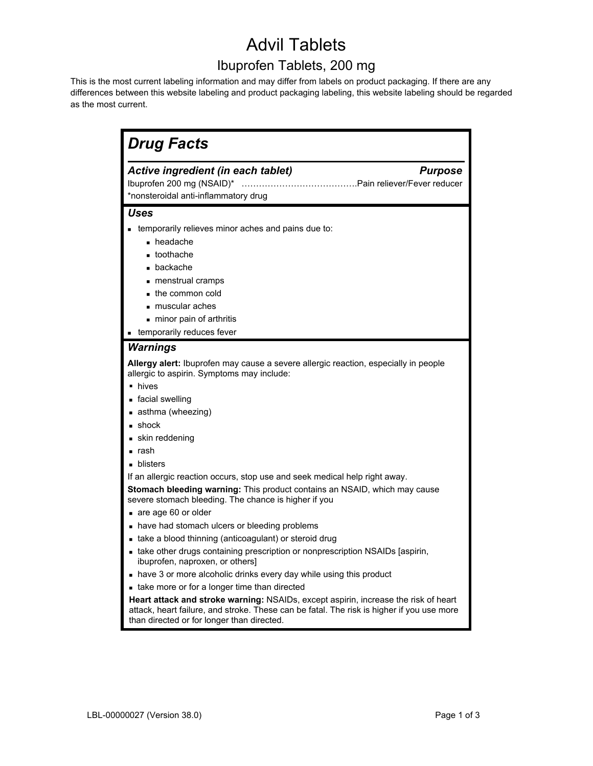# Advil Tablets

## Ibuprofen Tablets, 200 mg

This is the most current labeling information and may differ from labels on product packaging. If there are any differences between this website labeling and product packaging labeling, this website labeling should be regarded as the most current.

## *Drug Facts*

| ***Active ingredient (in each tablet)*** | ***Purpose*** |
|---|---|
| Ibuprofen 200 mg (NSAID)* …………………………………. | Pain reliever/Fever reducer |

*nonsteroidal anti-inflammatory drug

### *Uses*

- temporarily relieves minor aches and pains due to:
  - headache
  - toothache
  - backache
  - menstrual cramps
  - the common cold
  - muscular aches
  - minor pain of arthritis
- temporarily reduces fever

### *Warnings*

**Allergy alert:** Ibuprofen may cause a severe allergic reaction, especially in people allergic to aspirin. Symptoms may include:

- hives
- facial swelling
- asthma (wheezing)
- shock
- skin reddening
- rash
- blisters

If an allergic reaction occurs, stop use and seek medical help right away.

**Stomach bleeding warning:** This product contains an NSAID, which may cause severe stomach bleeding. The chance is higher if you

- are age 60 or older
- have had stomach ulcers or bleeding problems
- take a blood thinning (anticoagulant) or steroid drug
- take other drugs containing prescription or nonprescription NSAIDs [aspirin, ibuprofen, naproxen, or others]
- have 3 or more alcoholic drinks every day while using this product
- take more or for a longer time than directed

**Heart attack and stroke warning:** NSAIDs, except aspirin, increase the risk of heart attack, heart failure, and stroke. These can be fatal. The risk is higher if you use more than directed or for longer than directed.

LBL-00000027 (Version 38.0)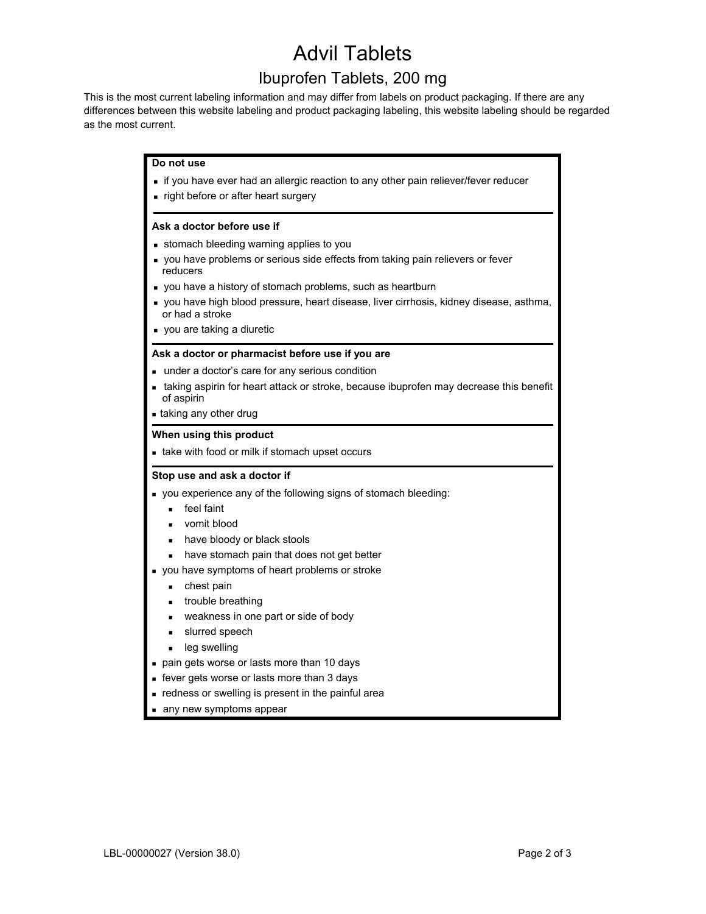# Advil Tablets

## Ibuprofen Tablets, 200 mg

This is the most current labeling information and may differ from labels on product packaging. If there are any differences between this website labeling and product packaging labeling, this website labeling should be regarded as the most current.

**Do not use**

- if you have ever had an allergic reaction to any other pain reliever/fever reducer
- right before or after heart surgery

**Ask a doctor before use if**

- stomach bleeding warning applies to you
- you have problems or serious side effects from taking pain relievers or fever reducers
- you have a history of stomach problems, such as heartburn
- you have high blood pressure, heart disease, liver cirrhosis, kidney disease, asthma, or had a stroke
- you are taking a diuretic

**Ask a doctor or pharmacist before use if you are**

- under a doctor's care for any serious condition
- taking aspirin for heart attack or stroke, because ibuprofen may decrease this benefit of aspirin
- taking any other drug

**When using this product**

- take with food or milk if stomach upset occurs

**Stop use and ask a doctor if**

- you experience any of the following signs of stomach bleeding:
  - feel faint
  - vomit blood
  - have bloody or black stools
  - have stomach pain that does not get better
- you have symptoms of heart problems or stroke
  - chest pain
  - trouble breathing
  - weakness in one part or side of body
  - slurred speech
  - leg swelling
- pain gets worse or lasts more than 10 days
- fever gets worse or lasts more than 3 days
- redness or swelling is present in the painful area
- any new symptoms appear

LBL-00000027 (Version 38.0)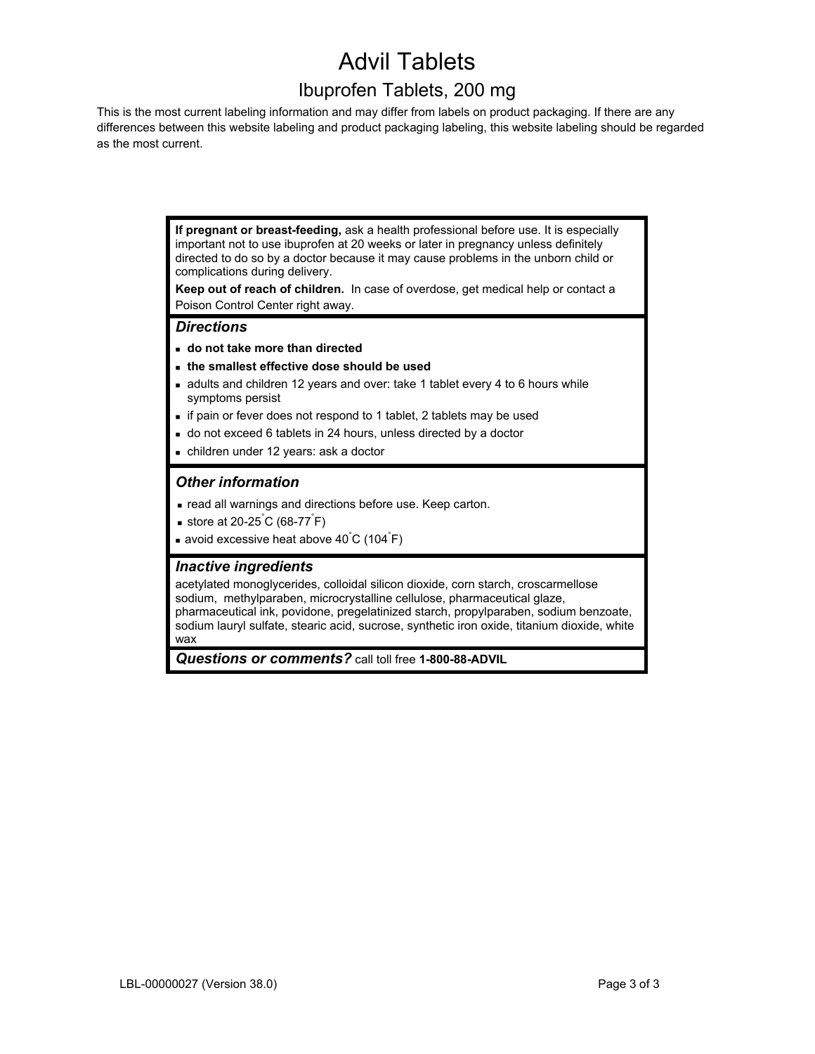# Advil Tablets

## Ibuprofen Tablets, 200 mg

This is the most current labeling information and may differ from labels on product packaging. If there are any differences between this website labeling and product packaging labeling, this website labeling should be regarded as the most current.

**If pregnant or breast-feeding,** ask a health professional before use. It is especially important not to use ibuprofen at 20 weeks or later in pregnancy unless definitely directed to do so by a doctor because it may cause problems in the unborn child or complications during delivery.

**Keep out of reach of children.** In case of overdose, get medical help or contact a Poison Control Center right away.

### *Directions*

- **do not take more than directed**
- **the smallest effective dose should be used**
- adults and children 12 years and over: take 1 tablet every 4 to 6 hours while symptoms persist
- if pain or fever does not respond to 1 tablet, 2 tablets may be used
- do not exceed 6 tablets in 24 hours, unless directed by a doctor
- children under 12 years: ask a doctor

### *Other information*

- read all warnings and directions before use. Keep carton.
- store at 20-25°C (68-77°F)
- avoid excessive heat above 40°C (104°F)

### *Inactive ingredients*

acetylated monoglycerides, colloidal silicon dioxide, corn starch, croscarmellose sodium, methylparaben, microcrystalline cellulose, pharmaceutical glaze, pharmaceutical ink, povidone, pregelatinized starch, propylparaben, sodium benzoate, sodium lauryl sulfate, stearic acid, sucrose, synthetic iron oxide, titanium dioxide, white wax

***Questions or comments?*** call toll free **1-800-88-ADVIL**

LBL-00000027 (Version 38.0)